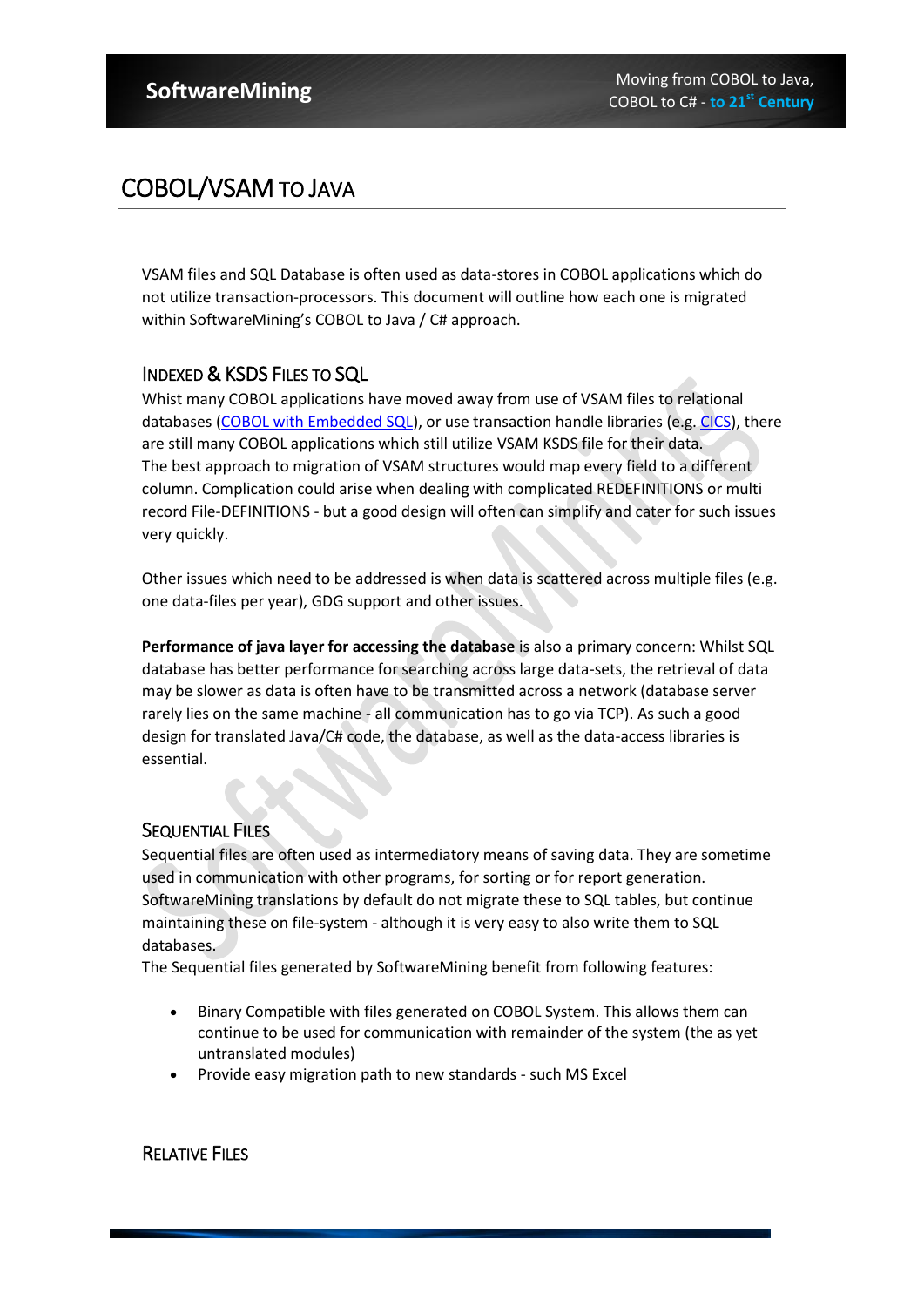# COBOL/VSAM TO JAVA

VSAM files and SQL Database is often used as data-stores in COBOL applications which do not utilize transaction-processors. This document will outline how each one is migrated within SoftwareMining's COBOL to Java / C# approach.

## INDEXED & KSDS FILES TO SQL

Whist many COBOL applications have moved away from use of VSAM files to relational databases (COBOL with Embedded SQL), or use transaction handle libraries (e.g. CICS), there are still many COBOL applications which still utilize VSAM KSDS file for their data.
The best approach to migration of VSAM structures would map every field to a different column. Complication could arise when dealing with complicated REDEFINITIONS or multi record File-DEFINITIONS - but a good design will often can simplify and cater for such issues very quickly.

Other issues which need to be addressed is when data is scattered across multiple files (e.g. one data-files per year), GDG support and other issues.

**Performance of java layer for accessing the database** is also a primary concern: Whilst SQL database has better performance for searching across large data-sets, the retrieval of data may be slower as data is often have to be transmitted across a network (database server rarely lies on the same machine - all communication has to go via TCP). As such a good design for translated Java/C# code, the database, as well as the data-access libraries is essential.

## SEQUENTIAL FILES

Sequential files are often used as intermediatory means of saving data. They are sometime used in communication with other programs, for sorting or for report generation.
SoftwareMining translations by default do not migrate these to SQL tables, but continue maintaining these on file-system - although it is very easy to also write them to SQL databases.
The Sequential files generated by SoftwareMining benefit from following features:

- Binary Compatible with files generated on COBOL System. This allows them can continue to be used for communication with remainder of the system (the as yet untranslated modules)
- Provide easy migration path to new standards - such MS Excel

## RELATIVE FILES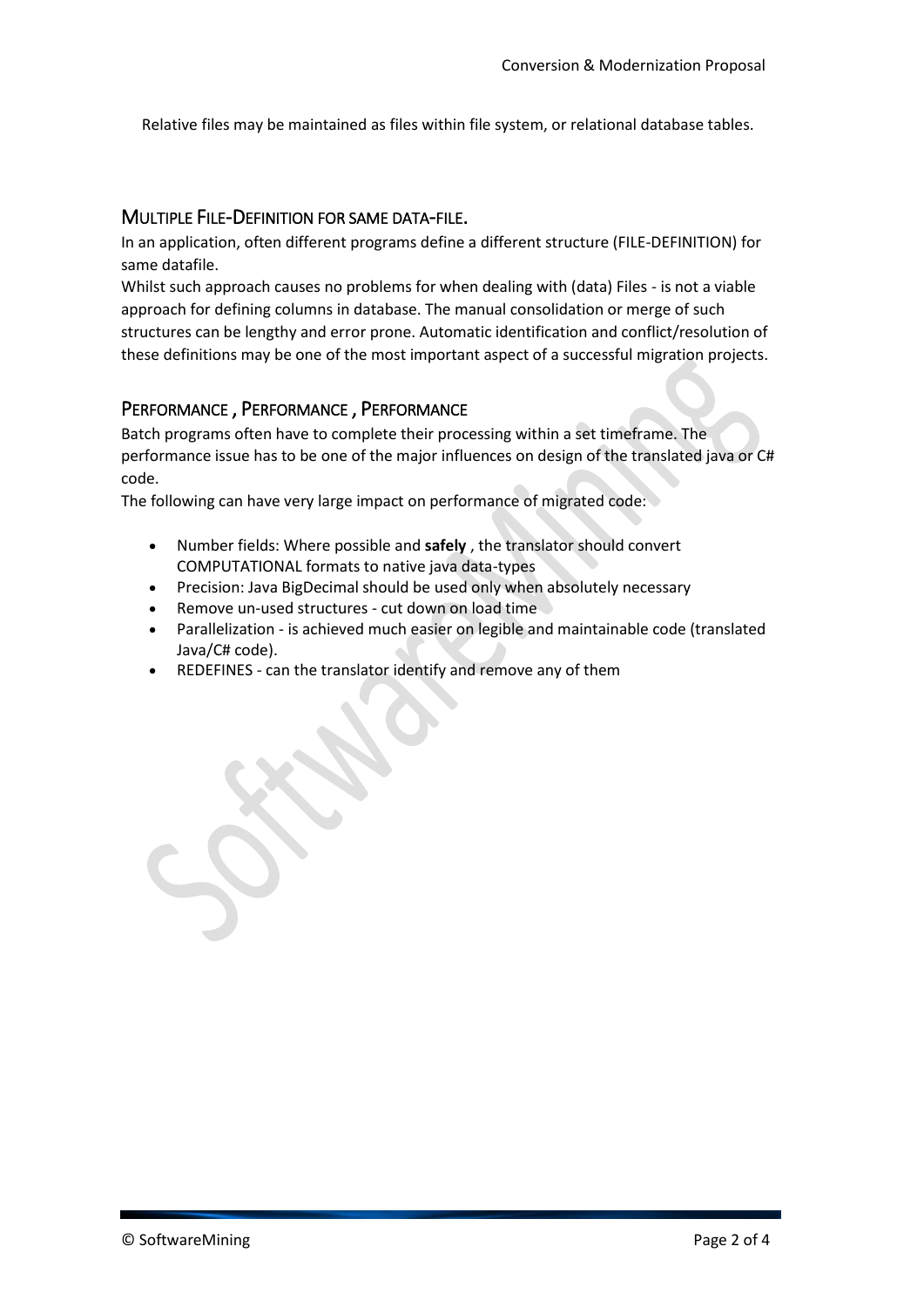Relative files may be maintained as files within file system, or relational database tables.

## MULTIPLE FILE-DEFINITION FOR SAME DATA-FILE.

In an application, often different programs define a different structure (FILE-DEFINITION) for same datafile.

Whilst such approach causes no problems for when dealing with (data) Files - is not a viable approach for defining columns in database. The manual consolidation or merge of such structures can be lengthy and error prone. Automatic identification and conflict/resolution of these definitions may be one of the most important aspect of a successful migration projects.

## PERFORMANCE , PERFORMANCE , PERFORMANCE

Batch programs often have to complete their processing within a set timeframe. The performance issue has to be one of the major influences on design of the translated java or C# code.

The following can have very large impact on performance of migrated code:

- Number fields: Where possible and **safely** , the translator should convert COMPUTATIONAL formats to native java data-types
- Precision: Java BigDecimal should be used only when absolutely necessary
- Remove un-used structures - cut down on load time
- Parallelization - is achieved much easier on legible and maintainable code (translated Java/C# code).
- REDEFINES - can the translator identify and remove any of them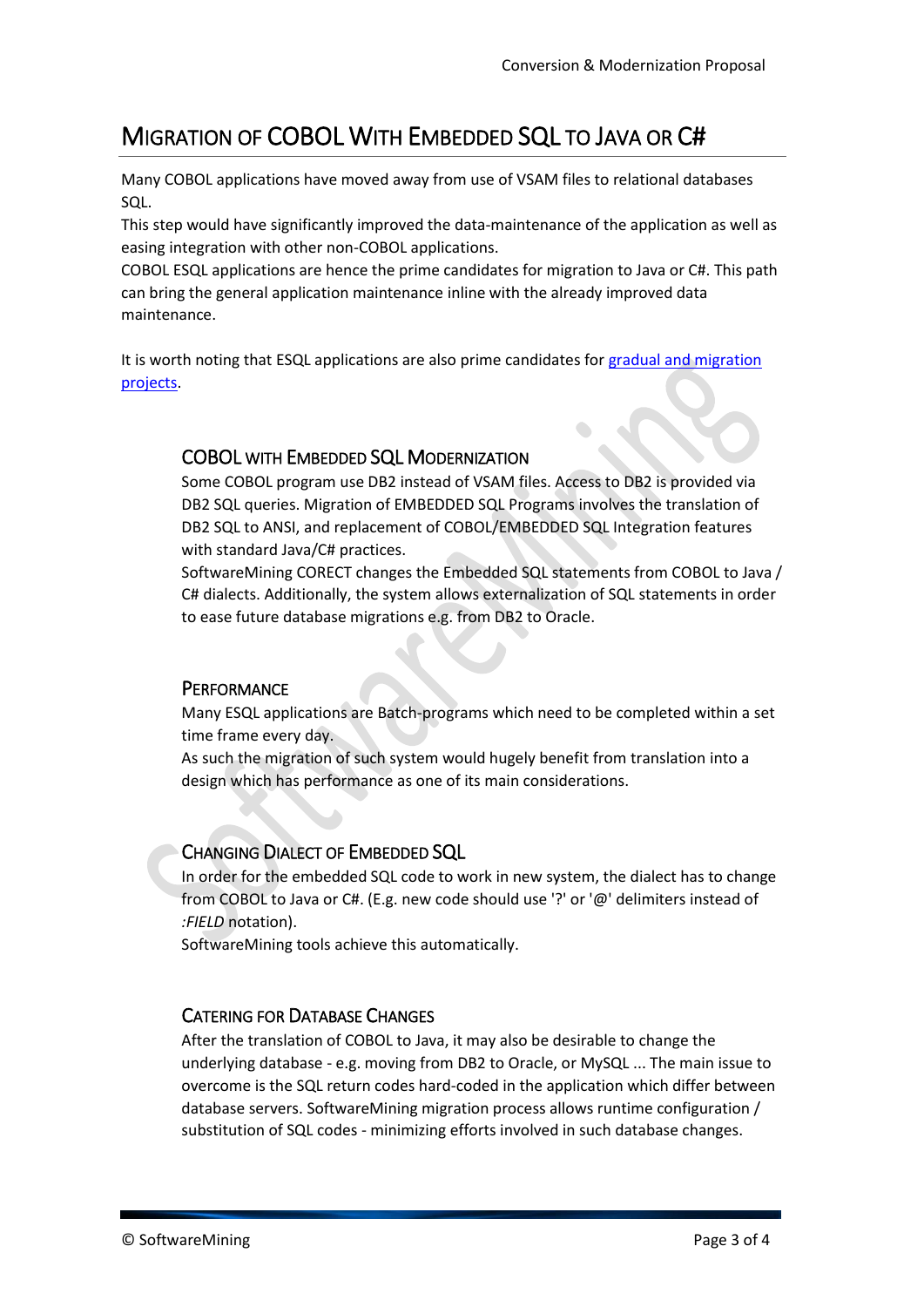# Migration of COBOL With Embedded SQL to Java or C#

Many COBOL applications have moved away from use of VSAM files to relational databases SQL.

This step would have significantly improved the data-maintenance of the application as well as easing integration with other non-COBOL applications.

COBOL ESQL applications are hence the prime candidates for migration to Java or C#. This path can bring the general application maintenance inline with the already improved data maintenance.

It is worth noting that ESQL applications are also prime candidates for [gradual and migration projects](#).

## COBOL with Embedded SQL Modernization

Some COBOL program use DB2 instead of VSAM files. Access to DB2 is provided via DB2 SQL queries. Migration of EMBEDDED SQL Programs involves the translation of DB2 SQL to ANSI, and replacement of COBOL/EMBEDDED SQL Integration features with standard Java/C# practices.

SoftwareMining CORECT changes the Embedded SQL statements from COBOL to Java / C# dialects. Additionally, the system allows externalization of SQL statements in order to ease future database migrations e.g. from DB2 to Oracle.

## Performance

Many ESQL applications are Batch-programs which need to be completed within a set time frame every day.

As such the migration of such system would hugely benefit from translation into a design which has performance as one of its main considerations.

## Changing Dialect of Embedded SQL

In order for the embedded SQL code to work in new system, the dialect has to change from COBOL to Java or C#. (E.g. new code should use '?' or '@' delimiters instead of *:FIELD* notation).

SoftwareMining tools achieve this automatically.

## Catering for Database Changes

After the translation of COBOL to Java, it may also be desirable to change the underlying database - e.g. moving from DB2 to Oracle, or MySQL ... The main issue to overcome is the SQL return codes hard-coded in the application which differ between database servers. SoftwareMining migration process allows runtime configuration / substitution of SQL codes - minimizing efforts involved in such database changes.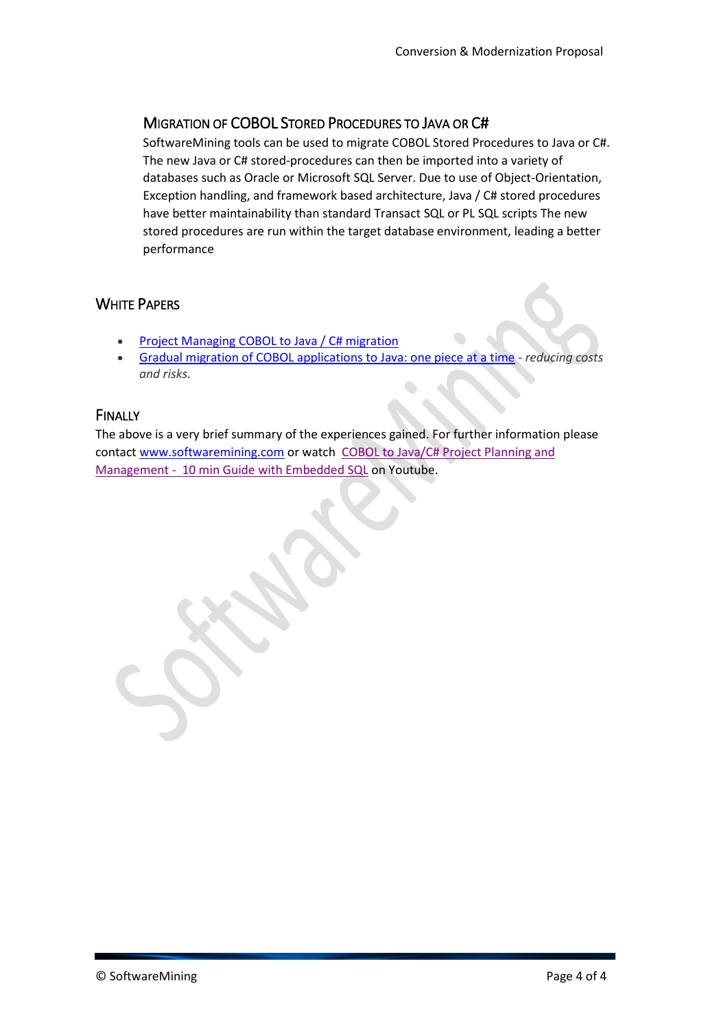### Migration of COBOL Stored Procedures to Java or C#

SoftwareMining tools can be used to migrate COBOL Stored Procedures to Java or C#. The new Java or C# stored-procedures can then be imported into a variety of databases such as Oracle or Microsoft SQL Server. Due to use of Object-Orientation, Exception handling, and framework based architecture, Java / C# stored procedures have better maintainability than standard Transact SQL or PL SQL scripts The new stored procedures are run within the target database environment, leading a better performance

## White Papers

- Project Managing COBOL to Java / C# migration
- Gradual migration of COBOL applications to Java: one piece at a time - *reducing costs and risks.*

## Finally

The above is a very brief summary of the experiences gained. For further information please contact www.softwaremining.com or watch COBOL to Java/C# Project Planning and Management - 10 min Guide with Embedded SQL on Youtube.